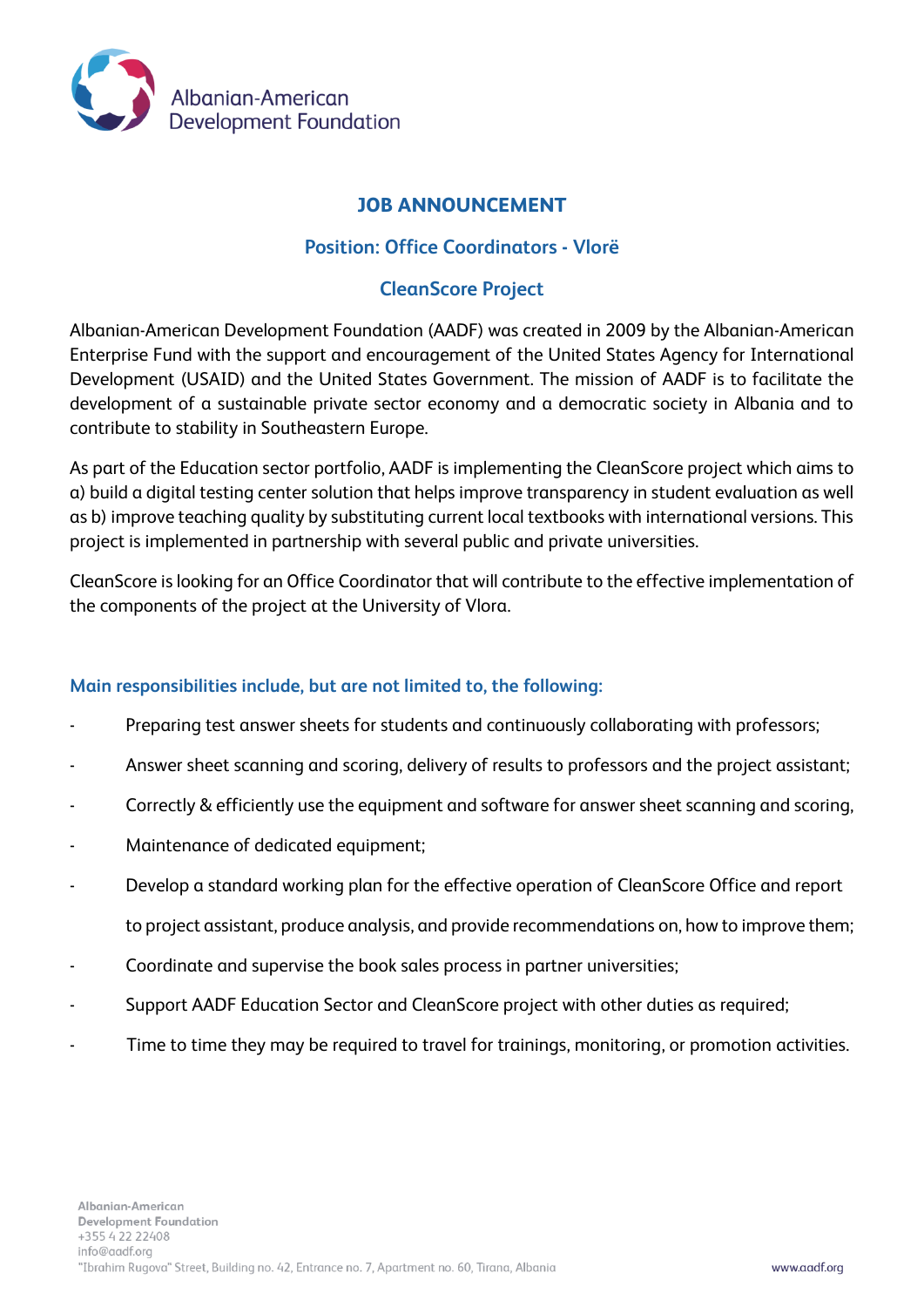Albanian-American
Development Foundation

# JOB ANNOUNCEMENT

## Position: Office Coordinators - Vlorë

## CleanScore Project

Albanian-American Development Foundation (AADF) was created in 2009 by the Albanian-American Enterprise Fund with the support and encouragement of the United States Agency for International Development (USAID) and the United States Government. The mission of AADF is to facilitate the development of a sustainable private sector economy and a democratic society in Albania and to contribute to stability in Southeastern Europe.

As part of the Education sector portfolio, AADF is implementing the CleanScore project which aims to a) build a digital testing center solution that helps improve transparency in student evaluation as well as b) improve teaching quality by substituting current local textbooks with international versions. This project is implemented in partnership with several public and private universities.

CleanScore is looking for an Office Coordinator that will contribute to the effective implementation of the components of the project at the University of Vlora.

### Main responsibilities include, but are not limited to, the following:

- Preparing test answer sheets for students and continuously collaborating with professors;
- Answer sheet scanning and scoring, delivery of results to professors and the project assistant;
- Correctly & efficiently use the equipment and software for answer sheet scanning and scoring,
- Maintenance of dedicated equipment;
- Develop a standard working plan for the effective operation of CleanScore Office and report to project assistant, produce analysis, and provide recommendations on, how to improve them;
- Coordinate and supervise the book sales process in partner universities;
- Support AADF Education Sector and CleanScore project with other duties as required;
- Time to time they may be required to travel for trainings, monitoring, or promotion activities.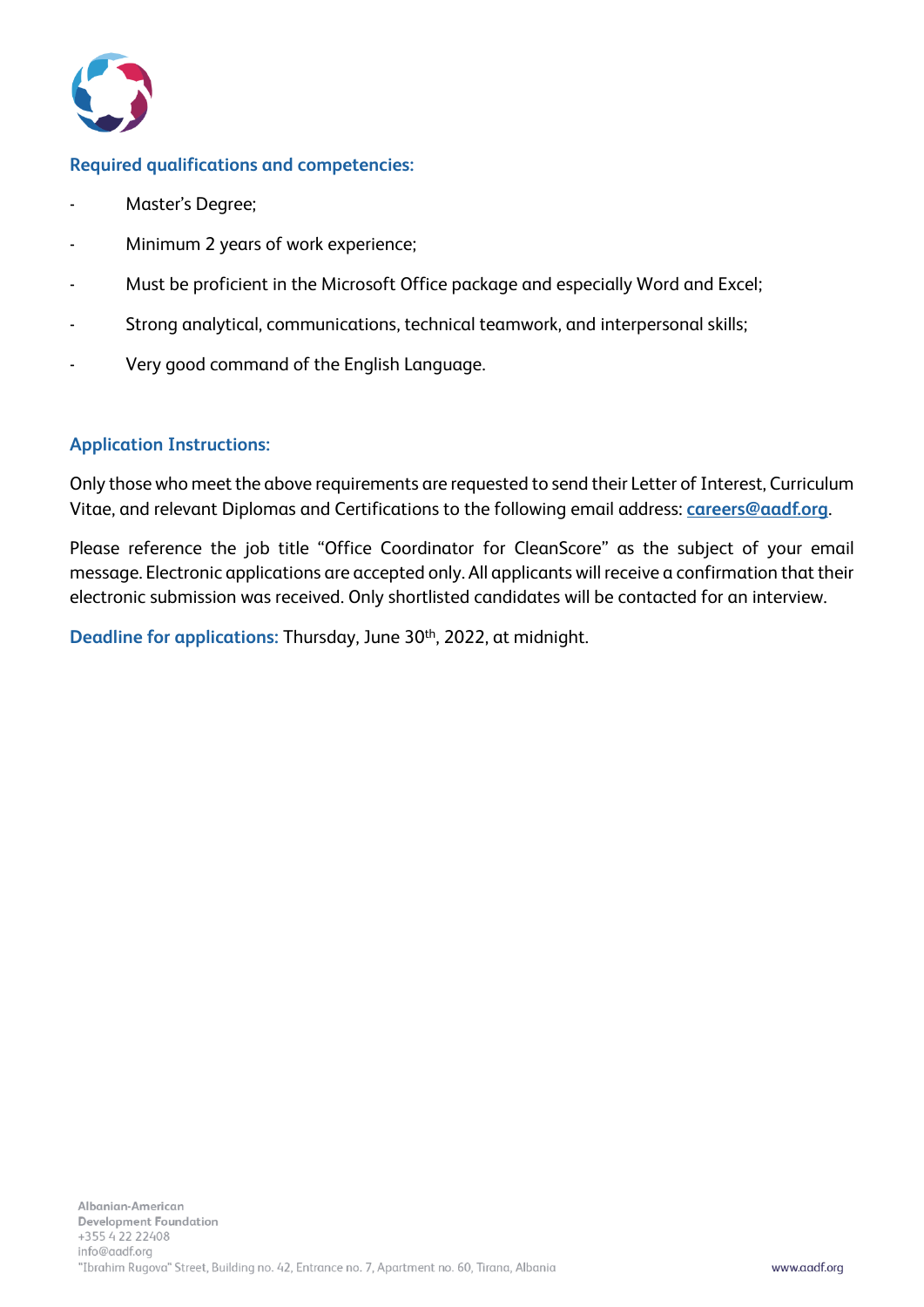### Required qualifications and competencies:

- Master's Degree;
- Minimum 2 years of work experience;
- Must be proficient in the Microsoft Office package and especially Word and Excel;
- Strong analytical, communications, technical teamwork, and interpersonal skills;
- Very good command of the English Language.

### Application Instructions:

Only those who meet the above requirements are requested to send their Letter of Interest, Curriculum Vitae, and relevant Diplomas and Certifications to the following email address: **careers@aadf.org**.

Please reference the job title "Office Coordinator for CleanScore" as the subject of your email message. Electronic applications are accepted only. All applicants will receive a confirmation that their electronic submission was received. Only shortlisted candidates will be contacted for an interview.

**Deadline for applications:** Thursday, June 30th, 2022, at midnight.